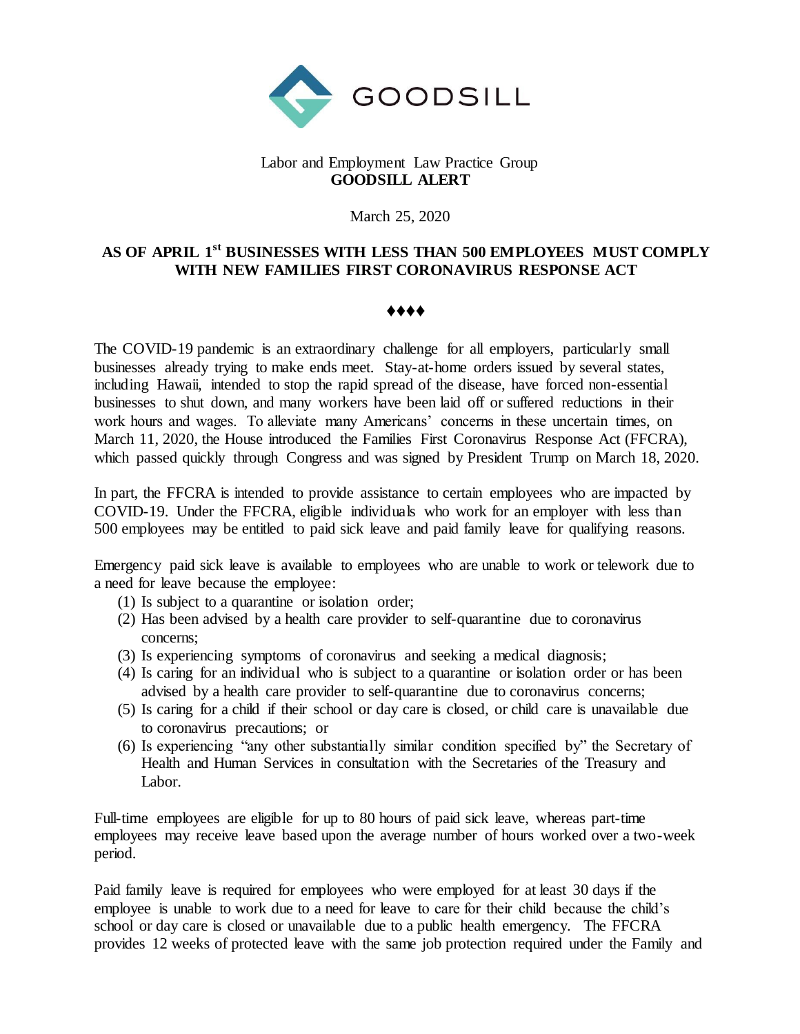GOODSILL

Labor and Employment Law Practice Group
**GOODSILL ALERT**

March 25, 2020

# AS OF APRIL 1st BUSINESSES WITH LESS THAN 500 EMPLOYEES MUST COMPLY WITH NEW FAMILIES FIRST CORONAVIRUS RESPONSE ACT

♦♦♦♦

The COVID-19 pandemic is an extraordinary challenge for all employers, particularly small businesses already trying to make ends meet. Stay-at-home orders issued by several states, including Hawaii, intended to stop the rapid spread of the disease, have forced non-essential businesses to shut down, and many workers have been laid off or suffered reductions in their work hours and wages. To alleviate many Americans' concerns in these uncertain times, on March 11, 2020, the House introduced the Families First Coronavirus Response Act (FFCRA), which passed quickly through Congress and was signed by President Trump on March 18, 2020.

In part, the FFCRA is intended to provide assistance to certain employees who are impacted by COVID-19. Under the FFCRA, eligible individuals who work for an employer with less than 500 employees may be entitled to paid sick leave and paid family leave for qualifying reasons.

Emergency paid sick leave is available to employees who are unable to work or telework due to a need for leave because the employee:

(1) Is subject to a quarantine or isolation order;
(2) Has been advised by a health care provider to self-quarantine due to coronavirus concerns;
(3) Is experiencing symptoms of coronavirus and seeking a medical diagnosis;
(4) Is caring for an individual who is subject to a quarantine or isolation order or has been advised by a health care provider to self-quarantine due to coronavirus concerns;
(5) Is caring for a child if their school or day care is closed, or child care is unavailable due to coronavirus precautions; or
(6) Is experiencing "any other substantially similar condition specified by" the Secretary of Health and Human Services in consultation with the Secretaries of the Treasury and Labor.

Full-time employees are eligible for up to 80 hours of paid sick leave, whereas part-time employees may receive leave based upon the average number of hours worked over a two-week period.

Paid family leave is required for employees who were employed for at least 30 days if the employee is unable to work due to a need for leave to care for their child because the child's school or day care is closed or unavailable due to a public health emergency. The FFCRA provides 12 weeks of protected leave with the same job protection required under the Family and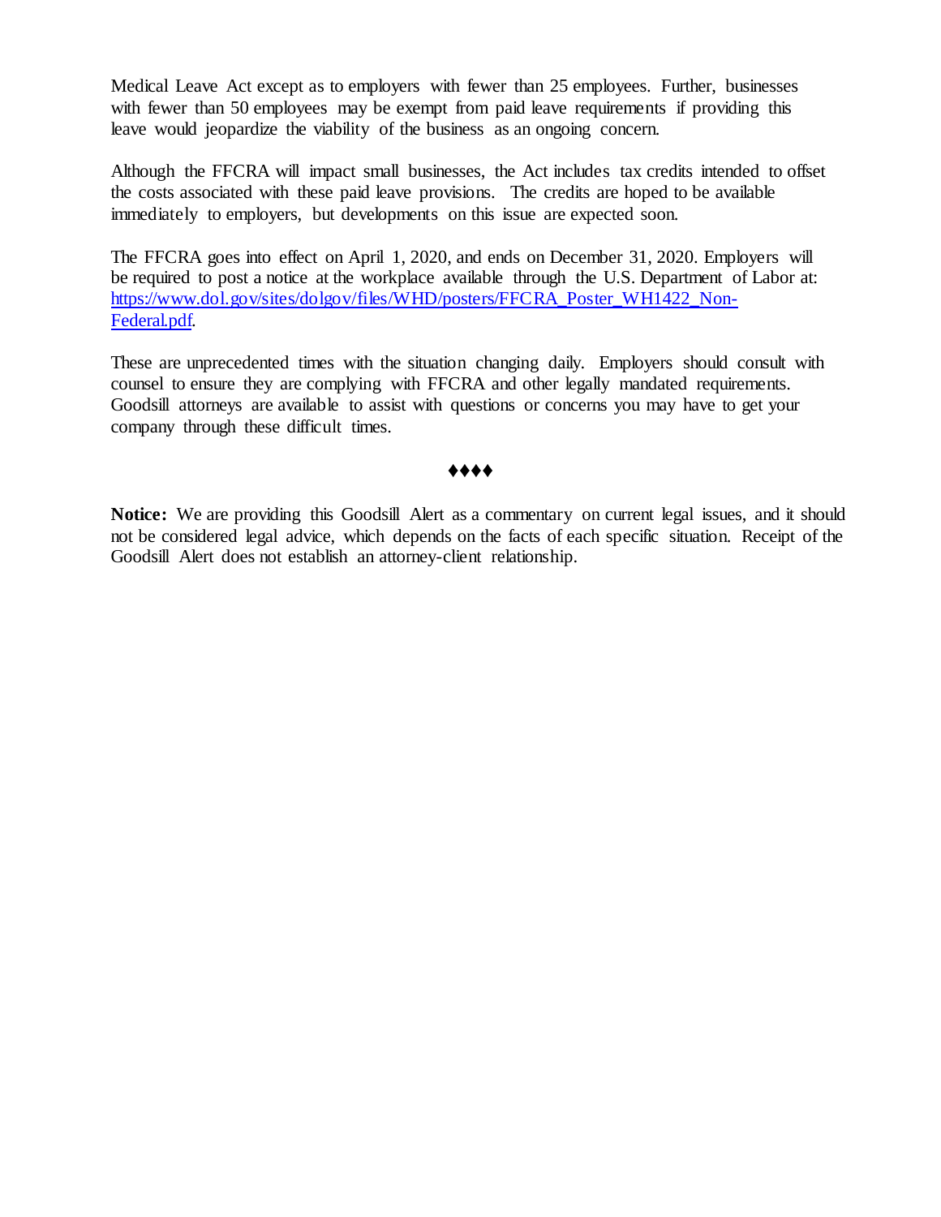Medical Leave Act except as to employers with fewer than 25 employees. Further, businesses with fewer than 50 employees may be exempt from paid leave requirements if providing this leave would jeopardize the viability of the business as an ongoing concern.

Although the FFCRA will impact small businesses, the Act includes tax credits intended to offset the costs associated with these paid leave provisions. The credits are hoped to be available immediately to employers, but developments on this issue are expected soon.

The FFCRA goes into effect on April 1, 2020, and ends on December 31, 2020. Employers will be required to post a notice at the workplace available through the U.S. Department of Labor at: [https://www.dol.gov/sites/dolgov/files/WHD/posters/FFCRA_Poster_WH1422_Non-Federal.pdf](https://www.dol.gov/sites/dolgov/files/WHD/posters/FFCRA_Poster_WH1422_Non-Federal.pdf).

These are unprecedented times with the situation changing daily. Employers should consult with counsel to ensure they are complying with FFCRA and other legally mandated requirements. Goodsill attorneys are available to assist with questions or concerns you may have to get your company through these difficult times.

♦♦♦♦

**Notice:** We are providing this Goodsill Alert as a commentary on current legal issues, and it should not be considered legal advice, which depends on the facts of each specific situation. Receipt of the Goodsill Alert does not establish an attorney-client relationship.